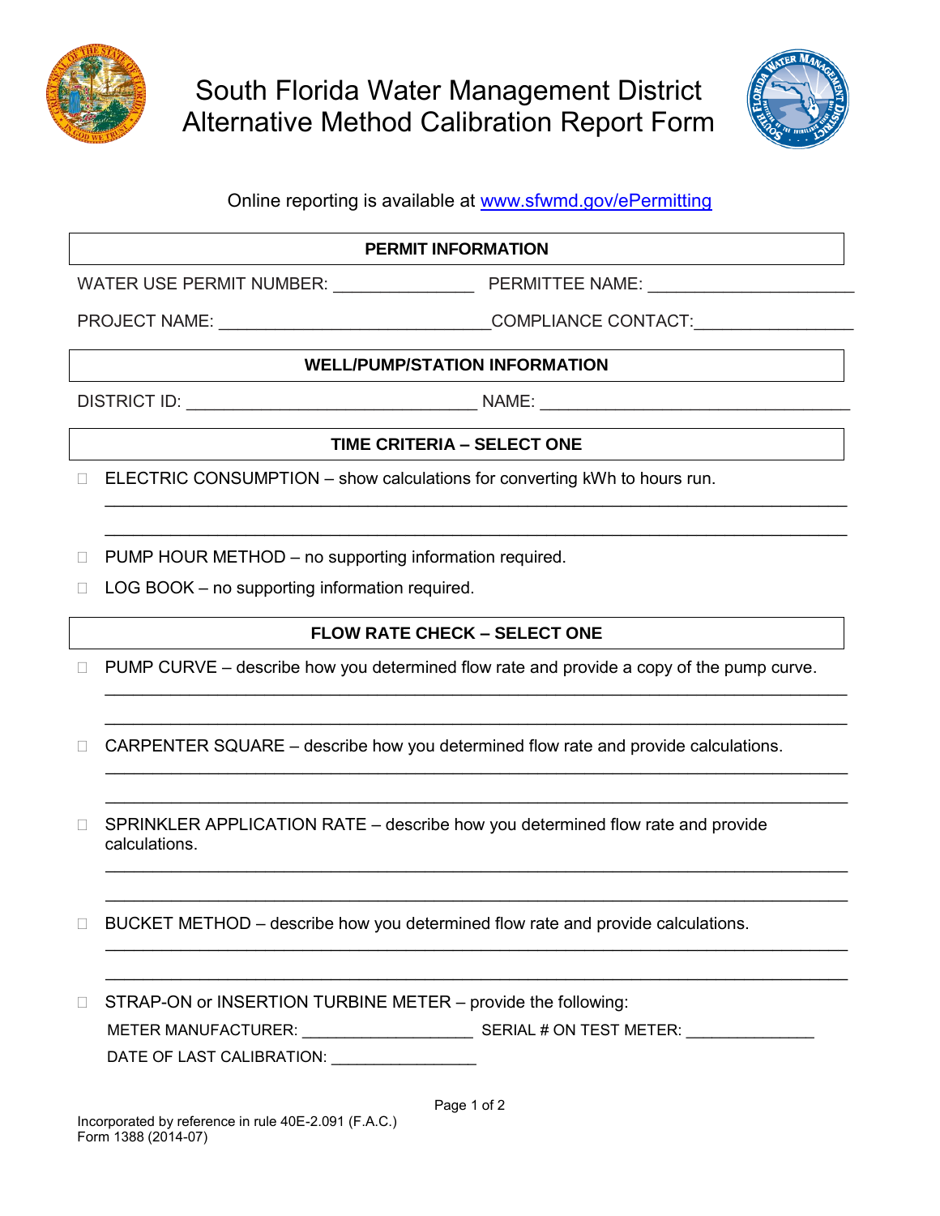# South Florida Water Management District
# Alternative Method Calibration Report Form

Online reporting is available at www.sfwmd.gov/ePermitting

## PERMIT INFORMATION

WATER USE PERMIT NUMBER: _______________ PERMITTEE NAME: ______________________

PROJECT NAME: ____________________________ COMPLIANCE CONTACT: _________________

## WELL/PUMP/STATION INFORMATION

DISTRICT ID: ______________________________ NAME: ________________________________

## TIME CRITERIA – SELECT ONE

☐ ELECTRIC CONSUMPTION – show calculations for converting kWh to hours run.

_______________________________________________________________________________

_______________________________________________________________________________

☐ PUMP HOUR METHOD – no supporting information required.

☐ LOG BOOK – no supporting information required.

## FLOW RATE CHECK – SELECT ONE

☐ PUMP CURVE – describe how you determined flow rate and provide a copy of the pump curve.

_______________________________________________________________________________

_______________________________________________________________________________

☐ CARPENTER SQUARE – describe how you determined flow rate and provide calculations.

_______________________________________________________________________________

_______________________________________________________________________________

☐ SPRINKLER APPLICATION RATE – describe how you determined flow rate and provide calculations.

_______________________________________________________________________________

_______________________________________________________________________________

☐ BUCKET METHOD – describe how you determined flow rate and provide calculations.

_______________________________________________________________________________

_______________________________________________________________________________

☐ STRAP-ON or INSERTION TURBINE METER – provide the following:

METER MANUFACTURER: ___________________ SERIAL # ON TEST METER: _______________

DATE OF LAST CALIBRATION: _________________

Incorporated by reference in rule 40E-2.091 (F.A.C.)
Form 1388 (2014-07)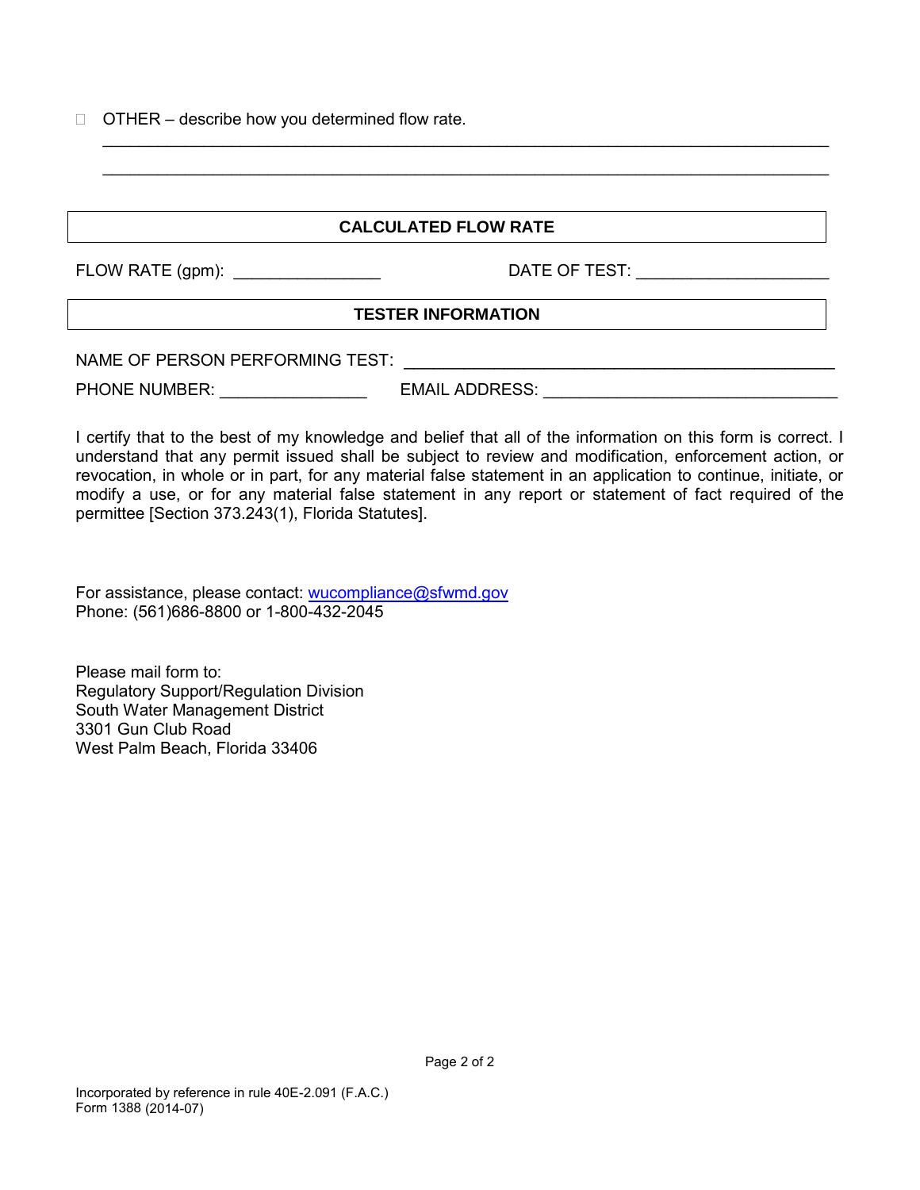☐ OTHER – describe how you determined flow rate.

\_\_\_\_\_\_\_\_\_\_\_\_\_\_\_\_\_\_\_\_\_\_\_\_\_\_\_\_\_\_\_\_\_\_\_\_\_\_\_\_\_\_\_\_\_\_\_\_\_\_\_\_\_\_\_\_\_\_\_\_\_\_\_\_\_\_\_\_\_\_\_\_

\_\_\_\_\_\_\_\_\_\_\_\_\_\_\_\_\_\_\_\_\_\_\_\_\_\_\_\_\_\_\_\_\_\_\_\_\_\_\_\_\_\_\_\_\_\_\_\_\_\_\_\_\_\_\_\_\_\_\_\_\_\_\_\_\_\_\_\_\_\_\_\_

**CALCULATED FLOW RATE**

FLOW RATE (gpm): \_\_\_\_\_\_\_\_\_\_\_\_\_\_\_\_ DATE OF TEST: \_\_\_\_\_\_\_\_\_\_\_\_\_\_\_\_\_\_\_\_

**TESTER INFORMATION**

NAME OF PERSON PERFORMING TEST: \_\_\_\_\_\_\_\_\_\_\_\_\_\_\_\_\_\_\_\_\_\_\_\_\_\_\_\_\_\_\_\_\_\_\_\_\_\_\_\_\_\_\_\_

PHONE NUMBER: \_\_\_\_\_\_\_\_\_\_\_\_\_\_\_\_ EMAIL ADDRESS: \_\_\_\_\_\_\_\_\_\_\_\_\_\_\_\_\_\_\_\_\_\_\_\_\_\_\_\_\_\_\_

I certify that to the best of my knowledge and belief that all of the information on this form is correct. I understand that any permit issued shall be subject to review and modification, enforcement action, or revocation, in whole or in part, for any material false statement in an application to continue, initiate, or modify a use, or for any material false statement in any report or statement of fact required of the permittee [Section 373.243(1), Florida Statutes].

For assistance, please contact: wucompliance@sfwmd.gov
Phone: (561)686-8800 or 1-800-432-2045

Please mail form to:
Regulatory Support/Regulation Division
South Water Management District
3301 Gun Club Road
West Palm Beach, Florida 33406

Incorporated by reference in rule 40E-2.091 (F.A.C.)
Form 1388 (2014-07)